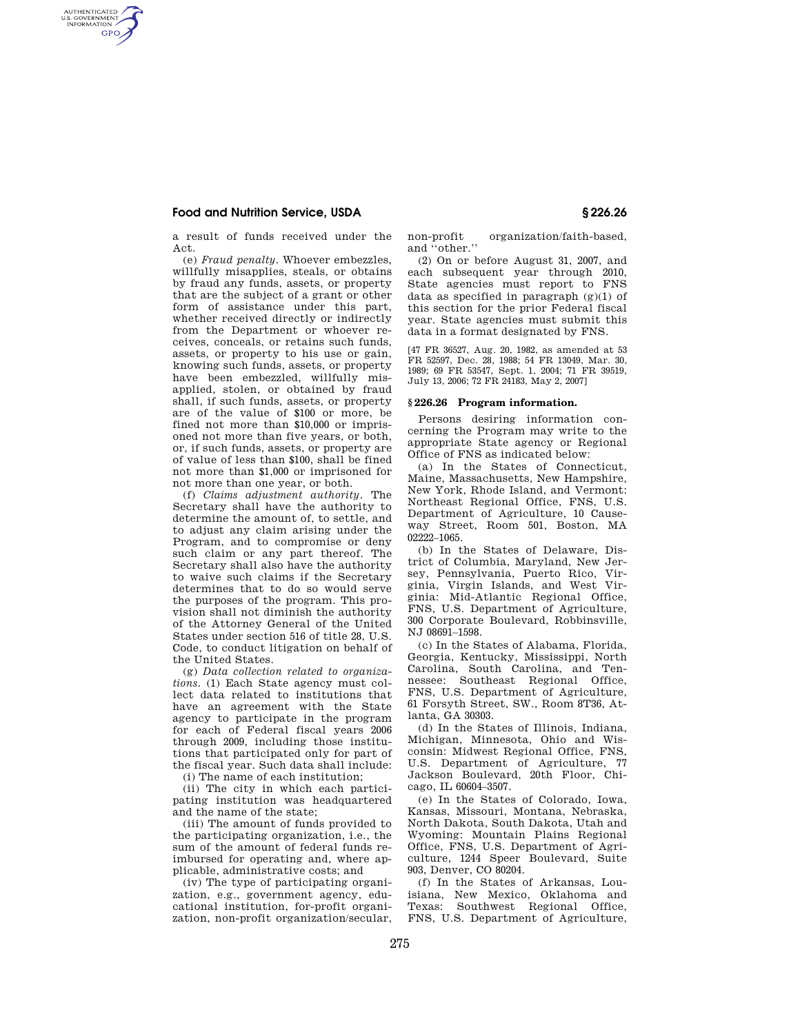a result of funds received under the Act.

(e) *Fraud penalty.* Whoever embezzles, willfully misapplies, steals, or obtains by fraud any funds, assets, or property that are the subject of a grant or other form of assistance under this part, whether received directly or indirectly from the Department or whoever receives, conceals, or retains such funds, assets, or property to his use or gain, knowing such funds, assets, or property have been embezzled, willfully misapplied, stolen, or obtained by fraud shall, if such funds, assets, or property are of the value of $100 or more, be fined not more than $10,000 or imprisoned not more than five years, or both, or, if such funds, assets, or property are of value of less than $100, shall be fined not more than $1,000 or imprisoned for not more than one year, or both.

(f) *Claims adjustment authority.* The Secretary shall have the authority to determine the amount of, to settle, and to adjust any claim arising under the Program, and to compromise or deny such claim or any part thereof. The Secretary shall also have the authority to waive such claims if the Secretary determines that to do so would serve the purposes of the program. This provision shall not diminish the authority of the Attorney General of the United States under section 516 of title 28, U.S. Code, to conduct litigation on behalf of the United States.

(g) *Data collection related to organizations.* (1) Each State agency must collect data related to institutions that have an agreement with the State agency to participate in the program for each of Federal fiscal years 2006 through 2009, including those institutions that participated only for part of the fiscal year. Such data shall include:

(i) The name of each institution;

(ii) The city in which each participating institution was headquartered and the name of the state;

(iii) The amount of funds provided to the participating organization, i.e., the sum of the amount of federal funds reimbursed for operating and, where applicable, administrative costs; and

(iv) The type of participating organization, e.g., government agency, educational institution, for-profit organization, non-profit organization/secular, non-profit organization/faith-based, and ''other.''

(2) On or before August 31, 2007, and each subsequent year through 2010, State agencies must report to FNS data as specified in paragraph (g)(1) of this section for the prior Federal fiscal year. State agencies must submit this data in a format designated by FNS.

[47 FR 36527, Aug. 20, 1982, as amended at 53 FR 52597, Dec. 28, 1988; 54 FR 13049, Mar. 30, 1989; 69 FR 53547, Sept. 1, 2004; 71 FR 39519, July 13, 2006; 72 FR 24183, May 2, 2007]

## § 226.26 Program information.

Persons desiring information concerning the Program may write to the appropriate State agency or Regional Office of FNS as indicated below:

(a) In the States of Connecticut, Maine, Massachusetts, New Hampshire, New York, Rhode Island, and Vermont: Northeast Regional Office, FNS, U.S. Department of Agriculture, 10 Causeway Street, Room 501, Boston, MA 02222–1065.

(b) In the States of Delaware, District of Columbia, Maryland, New Jersey, Pennsylvania, Puerto Rico, Virginia, Virgin Islands, and West Virginia: Mid-Atlantic Regional Office, FNS, U.S. Department of Agriculture, 300 Corporate Boulevard, Robbinsville, NJ 08691–1598.

(c) In the States of Alabama, Florida, Georgia, Kentucky, Mississippi, North Carolina, South Carolina, and Tennessee: Southeast Regional Office, FNS, U.S. Department of Agriculture, 61 Forsyth Street, SW., Room 8T36, Atlanta, GA 30303.

(d) In the States of Illinois, Indiana, Michigan, Minnesota, Ohio and Wisconsin: Midwest Regional Office, FNS, U.S. Department of Agriculture, 77 Jackson Boulevard, 20th Floor, Chicago, IL 60604–3507.

(e) In the States of Colorado, Iowa, Kansas, Missouri, Montana, Nebraska, North Dakota, South Dakota, Utah and Wyoming: Mountain Plains Regional Office, FNS, U.S. Department of Agriculture, 1244 Speer Boulevard, Suite 903, Denver, CO 80204.

(f) In the States of Arkansas, Louisiana, New Mexico, Oklahoma and Texas: Southwest Regional Office, FNS, U.S. Department of Agriculture,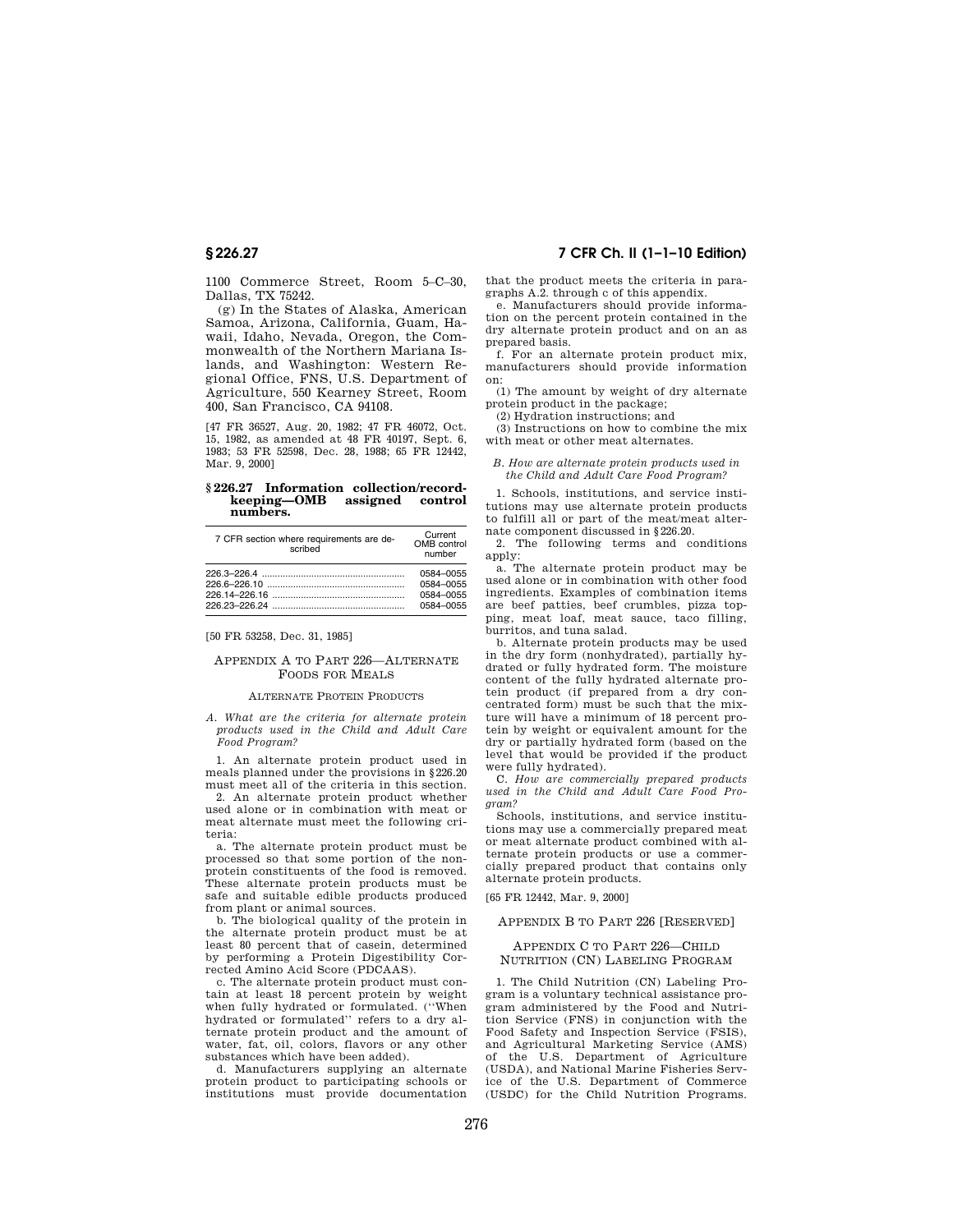1100 Commerce Street, Room 5–C–30, Dallas, TX 75242.

(g) In the States of Alaska, American Samoa, Arizona, California, Guam, Hawaii, Idaho, Nevada, Oregon, the Commonwealth of the Northern Mariana Islands, and Washington: Western Regional Office, FNS, U.S. Department of Agriculture, 550 Kearney Street, Room 400, San Francisco, CA 94108.

[47 FR 36527, Aug. 20, 1982; 47 FR 46072, Oct. 15, 1982, as amended at 48 FR 40197, Sept. 6, 1983; 53 FR 52598, Dec. 28, 1988; 65 FR 12442, Mar. 9, 2000]

## § 226.27 Information collection/recordkeeping—OMB assigned control numbers.

| 7 CFR section where requirements are described | Current OMB control number |
|---|---|
| 226.3–226.4 | 0584–0055 |
| 226.6–226.10 | 0584–0055 |
| 226.14–226.16 | 0584–0055 |
| 226.23–226.24 | 0584–0055 |

[50 FR 53258, Dec. 31, 1985]

## APPENDIX A TO PART 226—ALTERNATE FOODS FOR MEALS

### ALTERNATE PROTEIN PRODUCTS

*A. What are the criteria for alternate protein products used in the Child and Adult Care Food Program?*

1. An alternate protein product used in meals planned under the provisions in § 226.20 must meet all of the criteria in this section.

2. An alternate protein product whether used alone or in combination with meat or meat alternate must meet the following criteria:

a. The alternate protein product must be processed so that some portion of the non-protein constituents of the food is removed. These alternate protein products must be safe and suitable edible products produced from plant or animal sources.

b. The biological quality of the protein in the alternate protein product must be at least 80 percent that of casein, determined by performing a Protein Digestibility Corrected Amino Acid Score (PDCAAS).

c. The alternate protein product must contain at least 18 percent protein by weight when fully hydrated or formulated. (''When hydrated or formulated'' refers to a dry alternate protein product and the amount of water, fat, oil, colors, flavors or any other substances which have been added).

d. Manufacturers supplying an alternate protein product to participating schools or institutions must provide documentation that the product meets the criteria in paragraphs A.2. through c of this appendix.

e. Manufacturers should provide information on the percent protein contained in the dry alternate protein product and on an as prepared basis.

f. For an alternate protein product mix, manufacturers should provide information on:

(1) The amount by weight of dry alternate protein product in the package;

(2) Hydration instructions; and

(3) Instructions on how to combine the mix with meat or other meat alternates.

*B. How are alternate protein products used in the Child and Adult Care Food Program?*

1. Schools, institutions, and service institutions may use alternate protein products to fulfill all or part of the meat/meat alternate component discussed in § 226.20.

2. The following terms and conditions apply:

a. The alternate protein product may be used alone or in combination with other food ingredients. Examples of combination items are beef patties, beef crumbles, pizza topping, meat loaf, meat sauce, taco filling, burritos, and tuna salad.

b. Alternate protein products may be used in the dry form (nonhydrated), partially hydrated or fully hydrated form. The moisture content of the fully hydrated alternate protein product (if prepared from a dry concentrated form) must be such that the mixture will have a minimum of 18 percent protein by weight or equivalent amount for the dry or partially hydrated form (based on the level that would be provided if the product were fully hydrated).

C. *How are commercially prepared products used in the Child and Adult Care Food Program?*

Schools, institutions, and service institutions may use a commercially prepared meat or meat alternate product combined with alternate protein products or use a commercially prepared product that contains only alternate protein products.

[65 FR 12442, Mar. 9, 2000]

## APPENDIX B TO PART 226 [RESERVED]

## APPENDIX C TO PART 226—CHILD NUTRITION (CN) LABELING PROGRAM

1. The Child Nutrition (CN) Labeling Program is a voluntary technical assistance program administered by the Food and Nutrition Service (FNS) in conjunction with the Food Safety and Inspection Service (FSIS), and Agricultural Marketing Service (AMS) of the U.S. Department of Agriculture (USDA), and National Marine Fisheries Service of the U.S. Department of Commerce (USDC) for the Child Nutrition Programs.